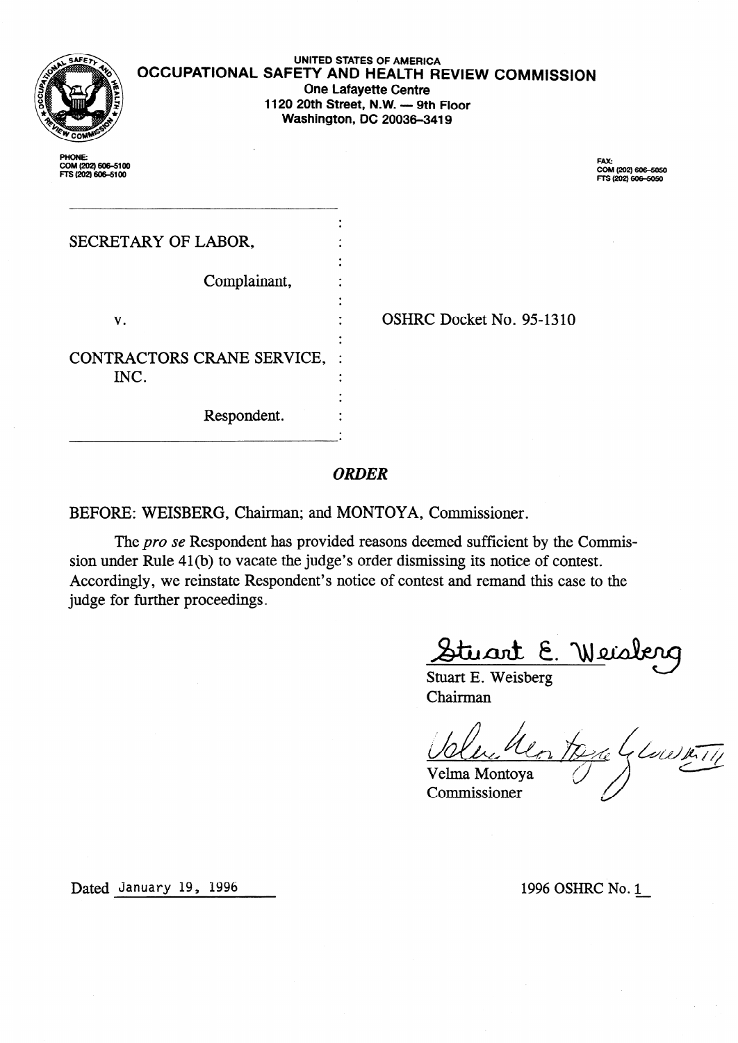UNITED STATES OF AMERICA

**OCCUPATIONAL SAFETY AND HEALTH REVIEW COMMISSION**

**One Lafayette Centre**
**1120 20th Street, N.W. — 9th Floor**
**Washington, DC 20036-3419**

PHONE:
COM (202) 606-5100
FTS (202) 606-5100

FAX:
COM (202) 606-5050
FTS (202) 606-5050

SECRETARY OF LABOR,

Complainant,

v.

CONTRACTORS CRANE SERVICE, INC.

Respondent.

OSHRC Docket No. 95-1310

## *ORDER*

BEFORE: WEISBERG, Chairman; and MONTOYA, Commissioner.

The *pro se* Respondent has provided reasons deemed sufficient by the Commission under Rule 41(b) to vacate the judge's order dismissing its notice of contest. Accordingly, we reinstate Respondent's notice of contest and remand this case to the judge for further proceedings.

Stuart E. Weisberg
Chairman

Velma Montoya
Commissioner

Dated January 19, 1996

1996 OSHRC No. 1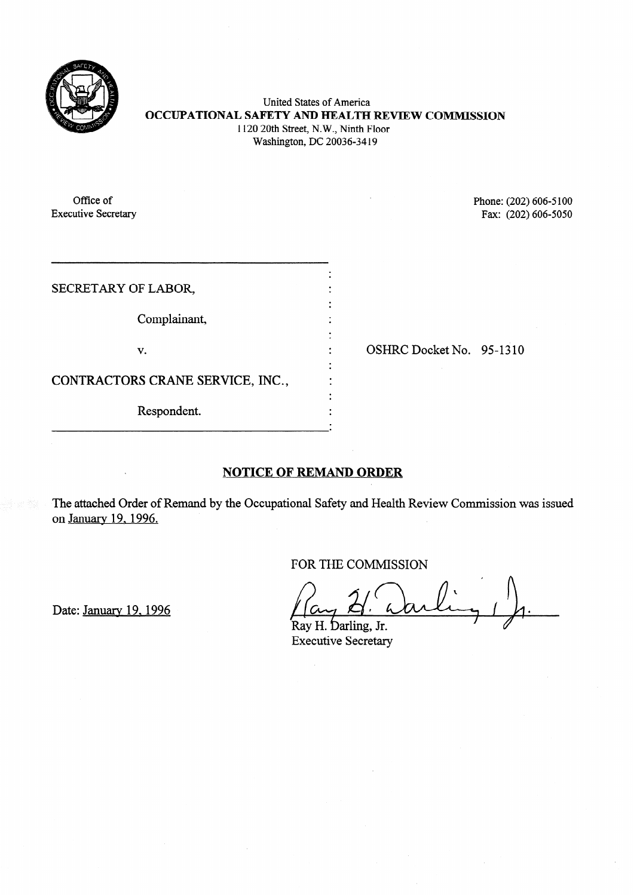United States of America

**OCCUPATIONAL SAFETY AND HEALTH REVIEW COMMISSION**

1120 20th Street, N.W., Ninth Floor

Washington, DC 20036-3419

Office of
Executive Secretary

Phone: (202) 606-5100
Fax: (202) 606-5050

| | |
|---|---|
| SECRETARY OF LABOR, | |
| Complainant, | |
| v. | OSHRC Docket No. 95-1310 |
| CONTRACTORS CRANE SERVICE, INC., | |
| Respondent. | |

## NOTICE OF REMAND ORDER

The attached Order of Remand by the Occupational Safety and Health Review Commission was issued on January 19, 1996.

FOR THE COMMISSION

Date: January 19, 1996

Ray H. Darling, Jr.
Executive Secretary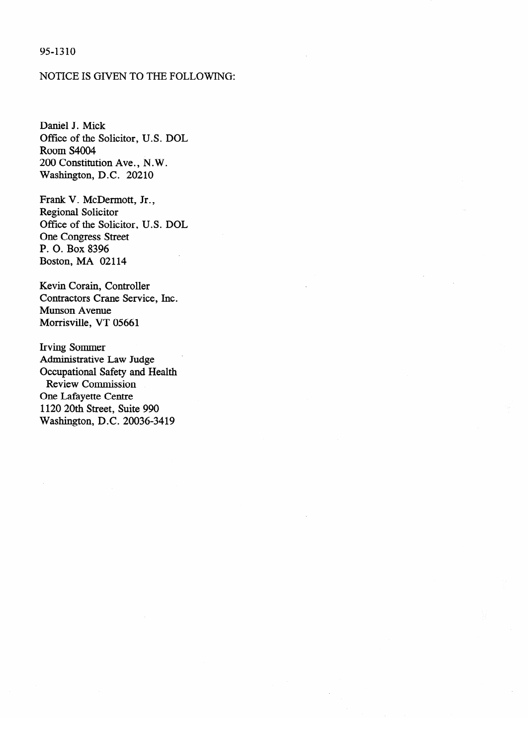95-1310

NOTICE IS GIVEN TO THE FOLLOWING:

Daniel J. Mick  
Office of the Solicitor, U.S. DOL  
Room S4004  
200 Constitution Ave., N.W.  
Washington, D.C. 20210

Frank V. McDermott, Jr.,  
Regional Solicitor  
Office of the Solicitor, U.S. DOL  
One Congress Street  
P. O. Box 8396  
Boston, MA 02114

Kevin Corain, Controller  
Contractors Crane Service, Inc.  
Munson Avenue  
Morrisville, VT 05661

Irving Sommer  
Administrative Law Judge  
Occupational Safety and Health  
Review Commission  
One Lafayette Centre  
1120 20th Street, Suite 990  
Washington, D.C. 20036-3419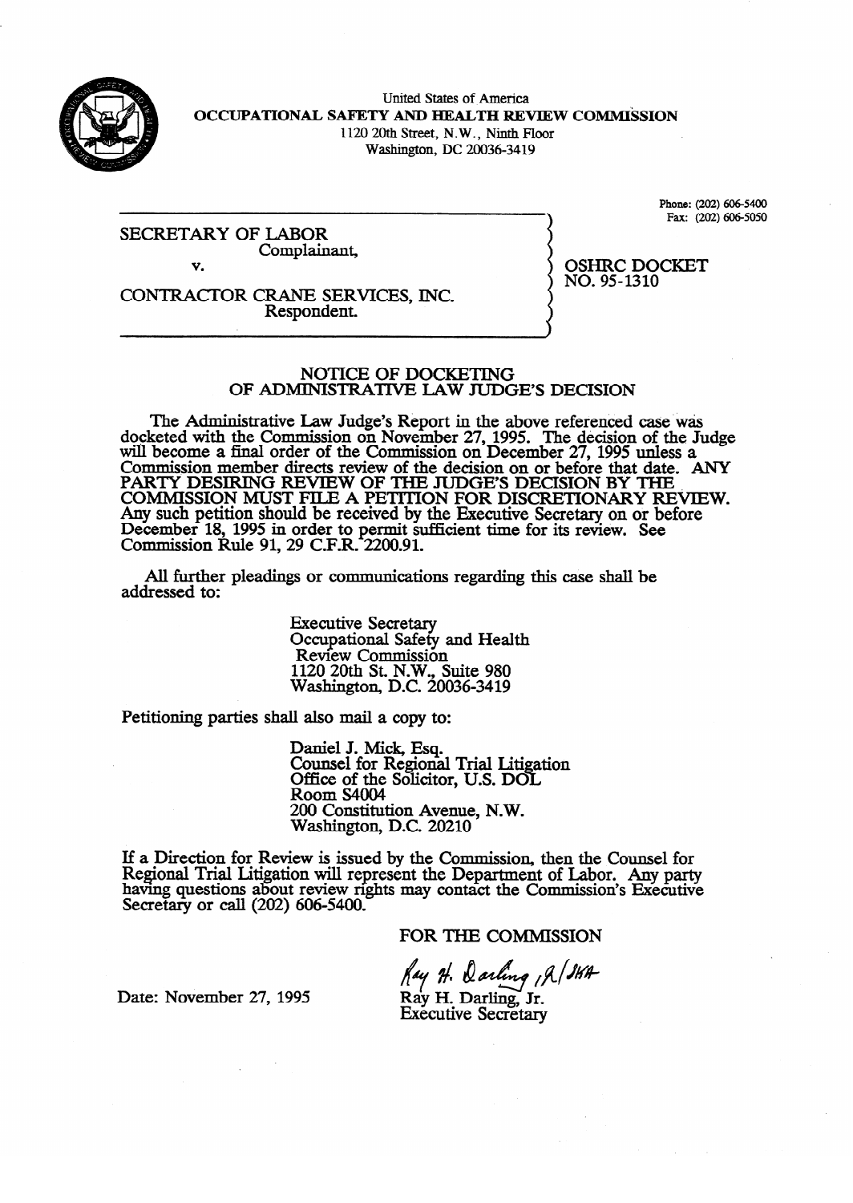United States of America
**OCCUPATIONAL SAFETY AND HEALTH REVIEW COMMISSION**
1120 20th Street, N.W., Ninth Floor
Washington, DC 20036-3419

Phone: (202) 606-5400
Fax: (202) 606-5050

SECRETARY OF LABOR
Complainant,

v.

CONTRACTOR CRANE SERVICES, INC.
Respondent.

OSHRC DOCKET
NO. 95-1310

## NOTICE OF DOCKETING OF ADMINISTRATIVE LAW JUDGE'S DECISION

The Administrative Law Judge's Report in the above referenced case was docketed with the Commission on November 27, 1995. The decision of the Judge will become a final order of the Commission on December 27, 1995 unless a Commission member directs review of the decision on or before that date. ANY PARTY DESIRING REVIEW OF THE JUDGE'S DECISION BY THE COMMISSION MUST FILE A PETITION FOR DISCRETIONARY REVIEW. Any such petition should be received by the Executive Secretary on or before December 18, 1995 in order to permit sufficient time for its review. See Commission Rule 91, 29 C.F.R. 2200.91.

All further pleadings or communications regarding this case shall be addressed to:

Executive Secretary
Occupational Safety and Health
Review Commission
1120 20th St. N.W., Suite 980
Washington, D.C. 20036-3419

Petitioning parties shall also mail a copy to:

Daniel J. Mick, Esq.
Counsel for Regional Trial Litigation
Office of the Solicitor, U.S. DOL
Room S4004
200 Constitution Avenue, N.W.
Washington, D.C. 20210

If a Direction for Review is issued by the Commission, then the Counsel for Regional Trial Litigation will represent the Department of Labor. Any party having questions about review rights may contact the Commission's Executive Secretary or call (202) 606-5400.

FOR THE COMMISSION

Ray H. Darling, Jr.
Executive Secretary

Date: November 27, 1995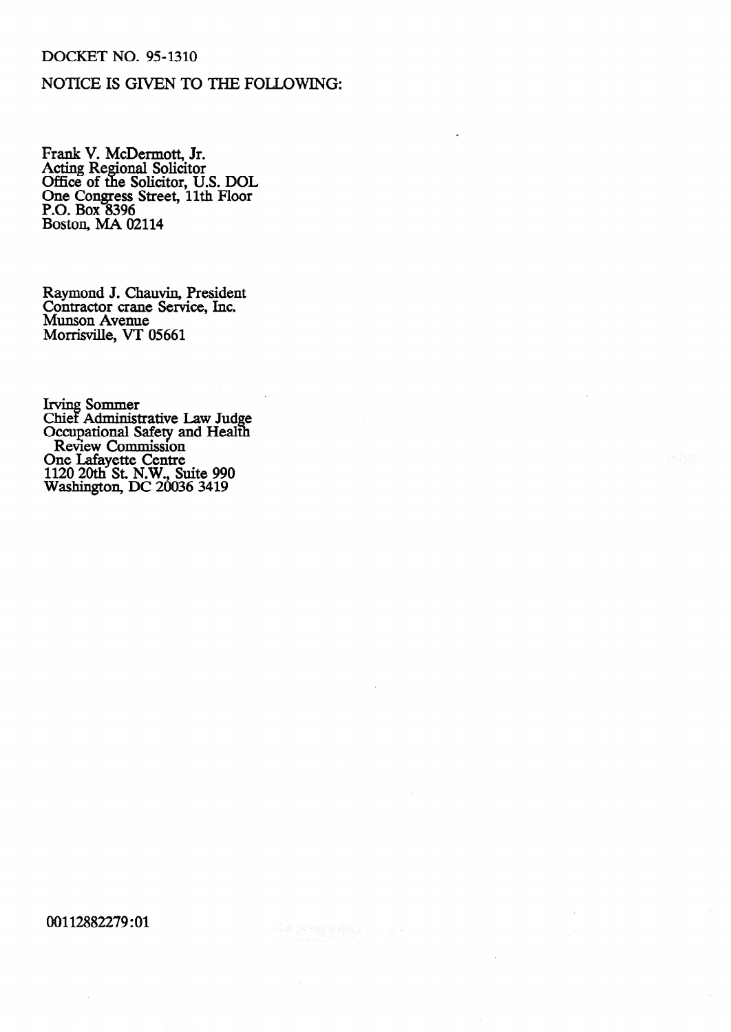DOCKET NO. 95-1310

NOTICE IS GIVEN TO THE FOLLOWING:

Frank V. McDermott, Jr.
Acting Regional Solicitor
Office of the Solicitor, U.S. DOL
One Congress Street, 11th Floor
P.O. Box 8396
Boston, MA 02114

Raymond J. Chauvin, President
Contractor crane Service, Inc.
Munson Avenue
Morrisville, VT 05661

Irving Sommer
Chief Administrative Law Judge
Occupational Safety and Health
Review Commission
One Lafayette Centre
1120 20th St. N.W., Suite 990
Washington, DC 20036 3419

00112882279:01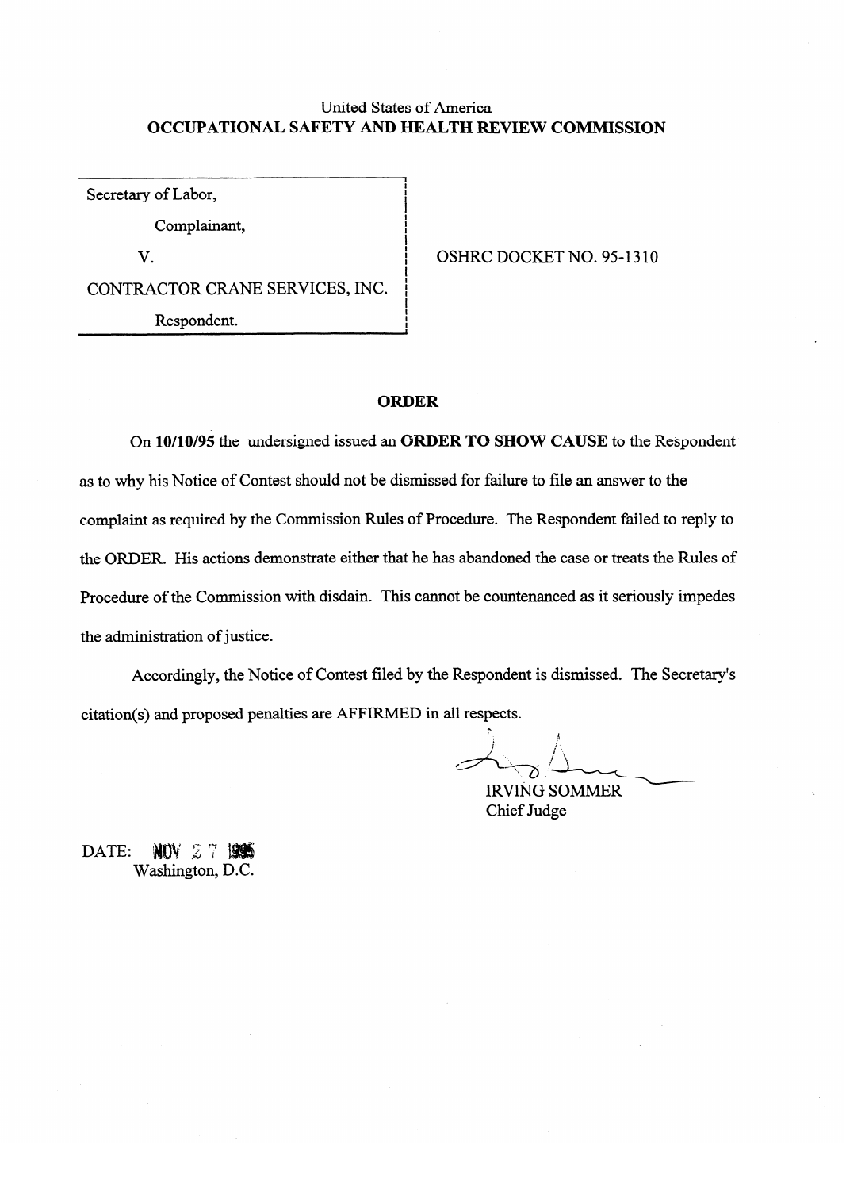United States of America
**OCCUPATIONAL SAFETY AND HEALTH REVIEW COMMISSION**

| | |
|---|---|
| Secretary of Labor,<br>Complainant,<br>v.<br>CONTRACTOR CRANE SERVICES, INC.<br>Respondent. | OSHRC DOCKET NO. 95-1310 |

## ORDER

On **10/10/95** the undersigned issued an **ORDER TO SHOW CAUSE** to the Respondent as to why his Notice of Contest should not be dismissed for failure to file an answer to the complaint as required by the Commission Rules of Procedure. The Respondent failed to reply to the ORDER. His actions demonstrate either that he has abandoned the case or treats the Rules of Procedure of the Commission with disdain. This cannot be countenanced as it seriously impedes the administration of justice.

Accordingly, the Notice of Contest filed by the Respondent is dismissed. The Secretary's citation(s) and proposed penalties are AFFIRMED in all respects.

IRVING SOMMER
Chief Judge

DATE: NOV 27 1995
Washington, D.C.